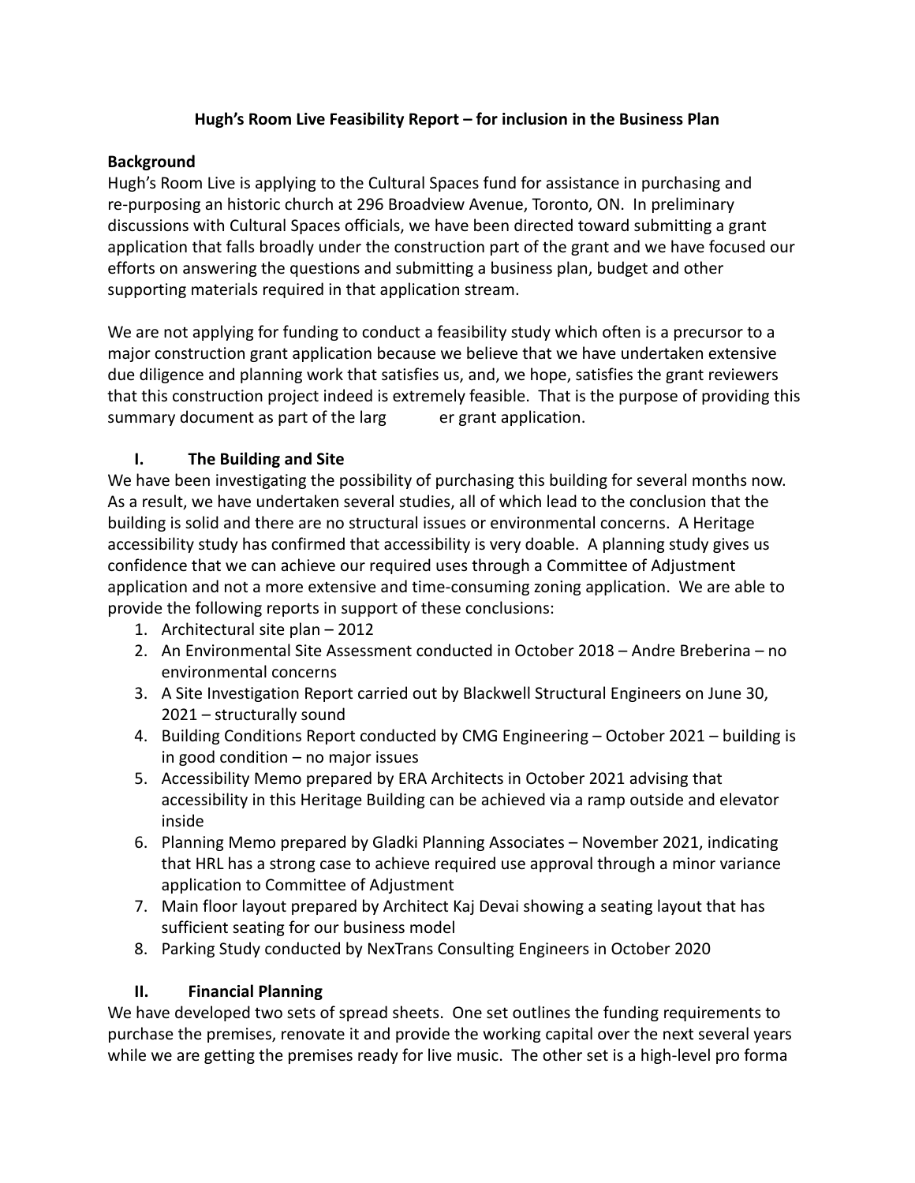# Hugh's Room Live Feasibility Report – for inclusion in the Business Plan

## Background

Hugh's Room Live is applying to the Cultural Spaces fund for assistance in purchasing and re-purposing an historic church at 296 Broadview Avenue, Toronto, ON. In preliminary discussions with Cultural Spaces officials, we have been directed toward submitting a grant application that falls broadly under the construction part of the grant and we have focused our efforts on answering the questions and submitting a business plan, budget and other supporting materials required in that application stream.

We are not applying for funding to conduct a feasibility study which often is a precursor to a major construction grant application because we believe that we have undertaken extensive due diligence and planning work that satisfies us, and, we hope, satisfies the grant reviewers that this construction project indeed is extremely feasible. That is the purpose of providing this summary document as part of the larger grant application.

## I. The Building and Site

We have been investigating the possibility of purchasing this building for several months now. As a result, we have undertaken several studies, all of which lead to the conclusion that the building is solid and there are no structural issues or environmental concerns. A Heritage accessibility study has confirmed that accessibility is very doable. A planning study gives us confidence that we can achieve our required uses through a Committee of Adjustment application and not a more extensive and time-consuming zoning application. We are able to provide the following reports in support of these conclusions:

1. Architectural site plan – 2012
2. An Environmental Site Assessment conducted in October 2018 – Andre Breberina – no environmental concerns
3. A Site Investigation Report carried out by Blackwell Structural Engineers on June 30, 2021 – structurally sound
4. Building Conditions Report conducted by CMG Engineering – October 2021 – building is in good condition – no major issues
5. Accessibility Memo prepared by ERA Architects in October 2021 advising that accessibility in this Heritage Building can be achieved via a ramp outside and elevator inside
6. Planning Memo prepared by Gladki Planning Associates – November 2021, indicating that HRL has a strong case to achieve required use approval through a minor variance application to Committee of Adjustment
7. Main floor layout prepared by Architect Kaj Devai showing a seating layout that has sufficient seating for our business model
8. Parking Study conducted by NexTrans Consulting Engineers in October 2020

## II. Financial Planning

We have developed two sets of spread sheets. One set outlines the funding requirements to purchase the premises, renovate it and provide the working capital over the next several years while we are getting the premises ready for live music. The other set is a high-level pro forma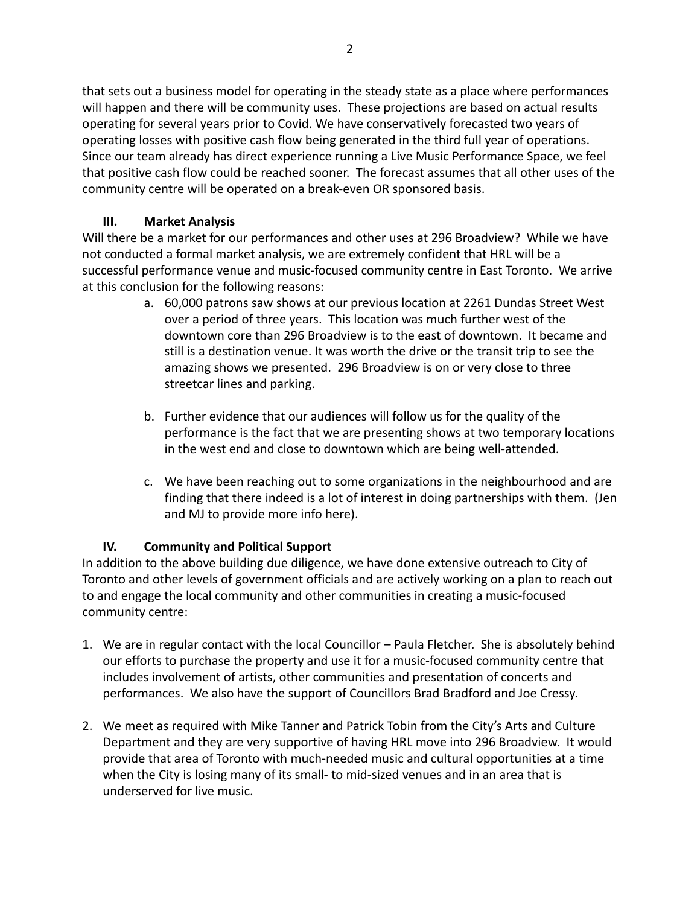that sets out a business model for operating in the steady state as a place where performances will happen and there will be community uses. These projections are based on actual results operating for several years prior to Covid. We have conservatively forecasted two years of operating losses with positive cash flow being generated in the third full year of operations. Since our team already has direct experience running a Live Music Performance Space, we feel that positive cash flow could be reached sooner. The forecast assumes that all other uses of the community centre will be operated on a break-even OR sponsored basis.

## III. Market Analysis

Will there be a market for our performances and other uses at 296 Broadview? While we have not conducted a formal market analysis, we are extremely confident that HRL will be a successful performance venue and music-focused community centre in East Toronto. We arrive at this conclusion for the following reasons:

a. 60,000 patrons saw shows at our previous location at 2261 Dundas Street West over a period of three years. This location was much further west of the downtown core than 296 Broadview is to the east of downtown. It became and still is a destination venue. It was worth the drive or the transit trip to see the amazing shows we presented. 296 Broadview is on or very close to three streetcar lines and parking.

b. Further evidence that our audiences will follow us for the quality of the performance is the fact that we are presenting shows at two temporary locations in the west end and close to downtown which are being well-attended.

c. We have been reaching out to some organizations in the neighbourhood and are finding that there indeed is a lot of interest in doing partnerships with them. (Jen and MJ to provide more info here).

## IV. Community and Political Support

In addition to the above building due diligence, we have done extensive outreach to City of Toronto and other levels of government officials and are actively working on a plan to reach out to and engage the local community and other communities in creating a music-focused community centre:

1. We are in regular contact with the local Councillor – Paula Fletcher. She is absolutely behind our efforts to purchase the property and use it for a music-focused community centre that includes involvement of artists, other communities and presentation of concerts and performances. We also have the support of Councillors Brad Bradford and Joe Cressy.

2. We meet as required with Mike Tanner and Patrick Tobin from the City's Arts and Culture Department and they are very supportive of having HRL move into 296 Broadview. It would provide that area of Toronto with much-needed music and cultural opportunities at a time when the City is losing many of its small- to mid-sized venues and in an area that is underserved for live music.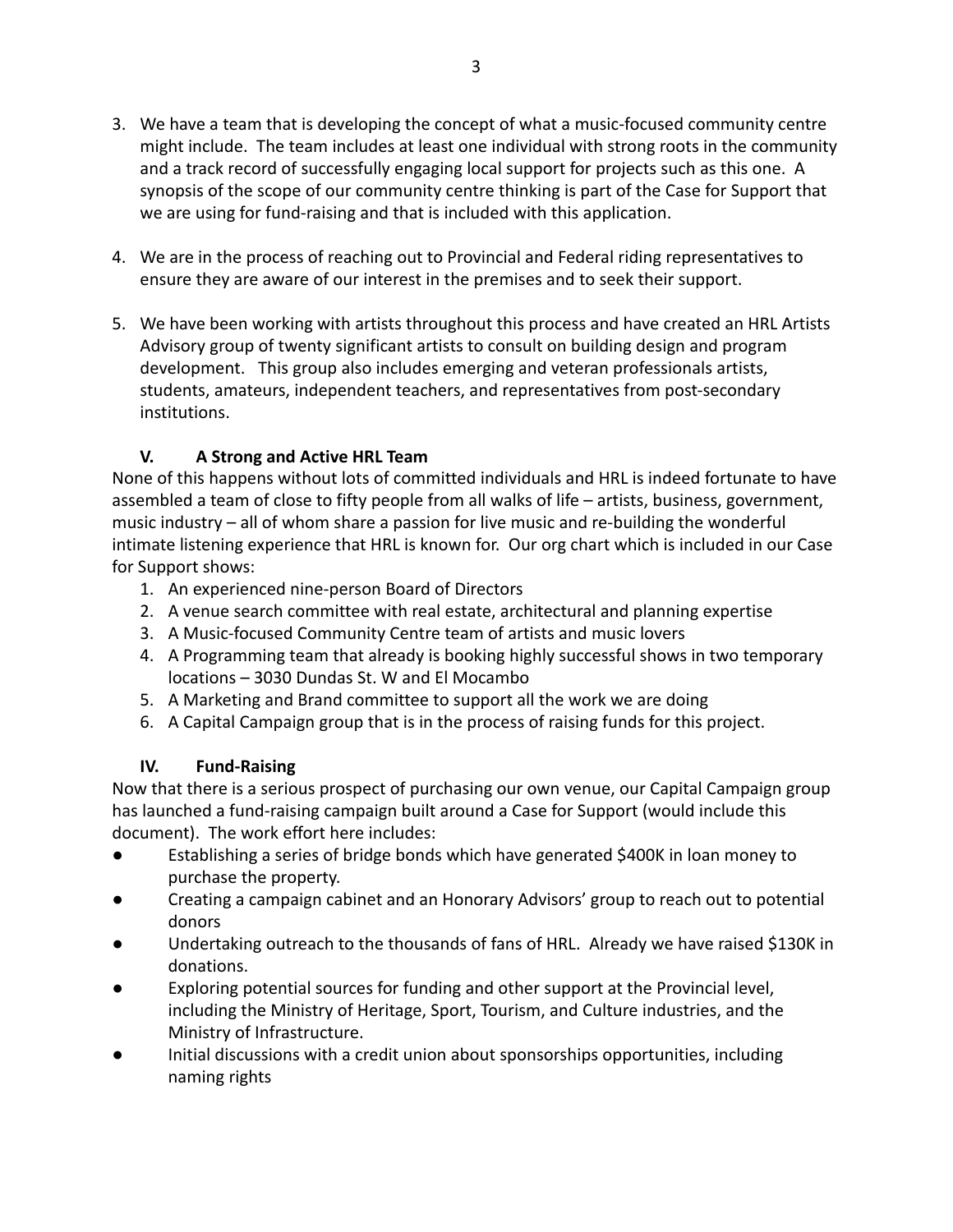3. We have a team that is developing the concept of what a music-focused community centre might include. The team includes at least one individual with strong roots in the community and a track record of successfully engaging local support for projects such as this one. A synopsis of the scope of our community centre thinking is part of the Case for Support that we are using for fund-raising and that is included with this application.

4. We are in the process of reaching out to Provincial and Federal riding representatives to ensure they are aware of our interest in the premises and to seek their support.

5. We have been working with artists throughout this process and have created an HRL Artists Advisory group of twenty significant artists to consult on building design and program development. This group also includes emerging and veteran professionals artists, students, amateurs, independent teachers, and representatives from post-secondary institutions.

## V. A Strong and Active HRL Team

None of this happens without lots of committed individuals and HRL is indeed fortunate to have assembled a team of close to fifty people from all walks of life – artists, business, government, music industry – all of whom share a passion for live music and re-building the wonderful intimate listening experience that HRL is known for. Our org chart which is included in our Case for Support shows:

1. An experienced nine-person Board of Directors
2. A venue search committee with real estate, architectural and planning expertise
3. A Music-focused Community Centre team of artists and music lovers
4. A Programming team that already is booking highly successful shows in two temporary locations – 3030 Dundas St. W and El Mocambo
5. A Marketing and Brand committee to support all the work we are doing
6. A Capital Campaign group that is in the process of raising funds for this project.

## IV. Fund-Raising

Now that there is a serious prospect of purchasing our own venue, our Capital Campaign group has launched a fund-raising campaign built around a Case for Support (would include this document). The work effort here includes:

- Establishing a series of bridge bonds which have generated $400K in loan money to purchase the property.
- Creating a campaign cabinet and an Honorary Advisors' group to reach out to potential donors
- Undertaking outreach to the thousands of fans of HRL. Already we have raised $130K in donations.
- Exploring potential sources for funding and other support at the Provincial level, including the Ministry of Heritage, Sport, Tourism, and Culture industries, and the Ministry of Infrastructure.
- Initial discussions with a credit union about sponsorships opportunities, including naming rights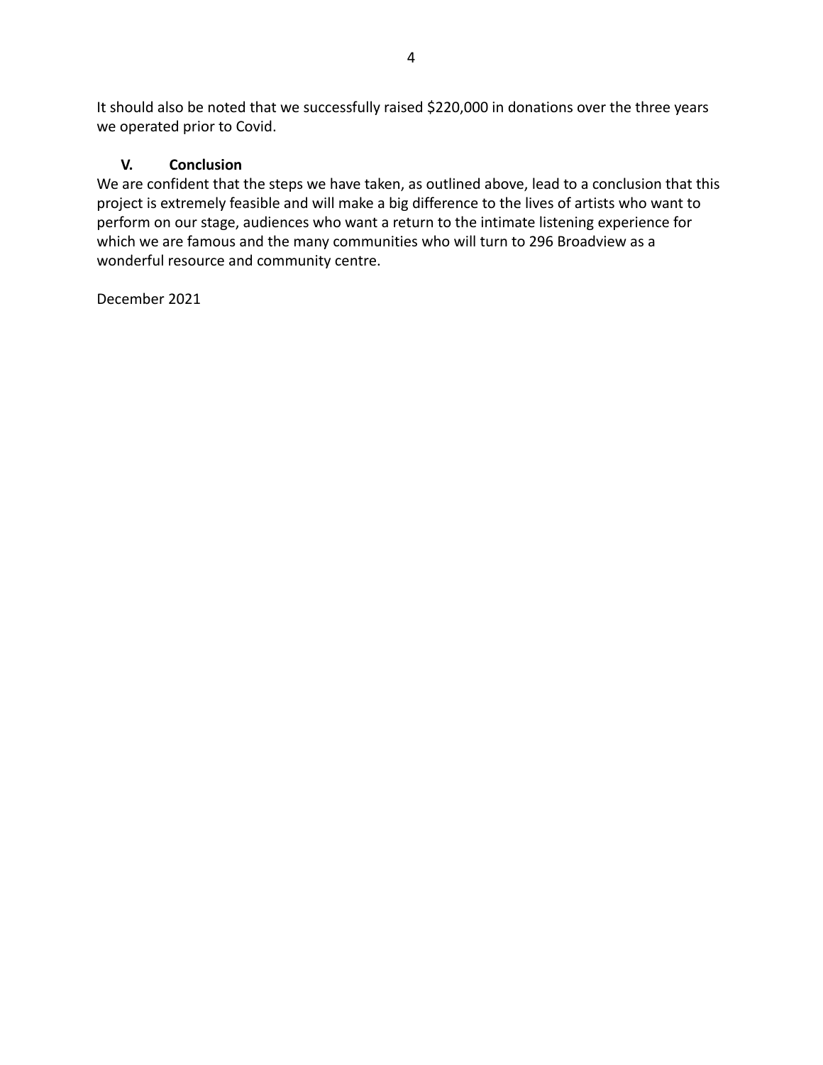It should also be noted that we successfully raised $220,000 in donations over the three years we operated prior to Covid.

## V. Conclusion

We are confident that the steps we have taken, as outlined above, lead to a conclusion that this project is extremely feasible and will make a big difference to the lives of artists who want to perform on our stage, audiences who want a return to the intimate listening experience for which we are famous and the many communities who will turn to 296 Broadview as a wonderful resource and community centre.

December 2021